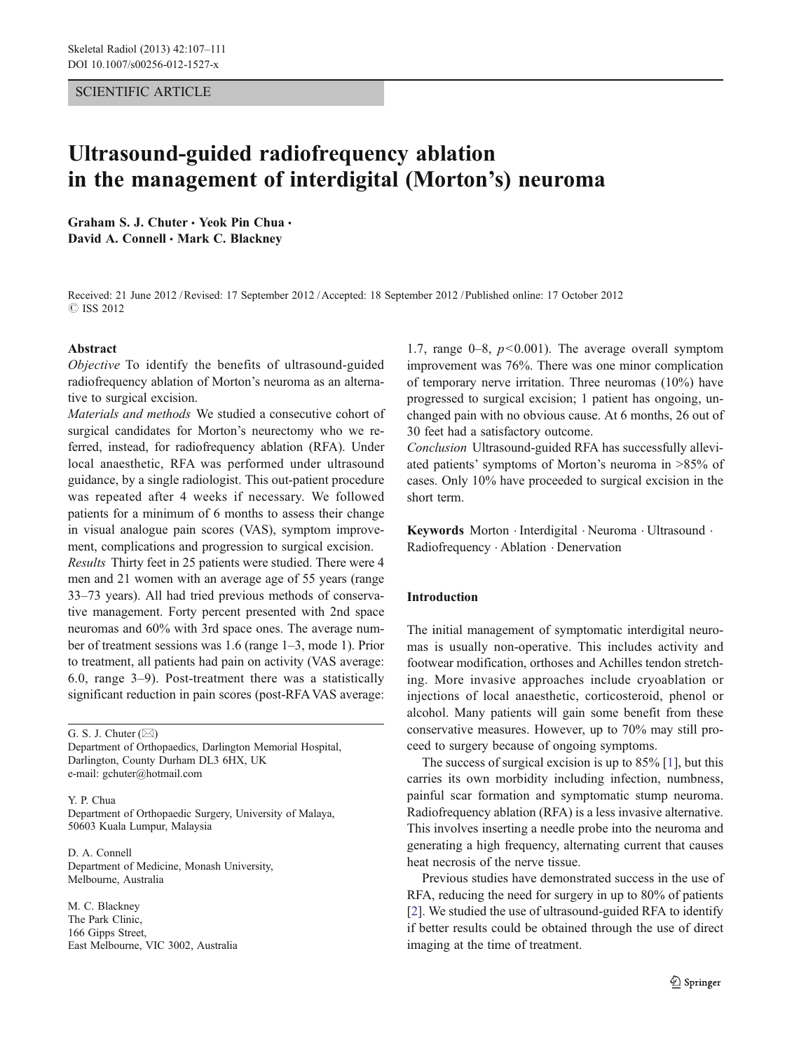SCIENTIFIC ARTICLE

# Ultrasound-guided radiofrequency ablation in the management of interdigital (Morton's) neuroma

**Graham S. J. Chuter · Yeok Pin Chua · David A. Connell · Mark C. Blackney**

Received: 21 June 2012 / Revised: 17 September 2012 / Accepted: 18 September 2012 / Published online: 17 October 2012
© ISS 2012

## Abstract

*Objective* To identify the benefits of ultrasound-guided radiofrequency ablation of Morton's neuroma as an alternative to surgical excision.

*Materials and methods* We studied a consecutive cohort of surgical candidates for Morton's neurectomy who we referred, instead, for radiofrequency ablation (RFA). Under local anaesthetic, RFA was performed under ultrasound guidance, by a single radiologist. This out-patient procedure was repeated after 4 weeks if necessary. We followed patients for a minimum of 6 months to assess their change in visual analogue pain scores (VAS), symptom improvement, complications and progression to surgical excision.

*Results* Thirty feet in 25 patients were studied. There were 4 men and 21 women with an average age of 55 years (range 33–73 years). All had tried previous methods of conservative management. Forty percent presented with 2nd space neuromas and 60% with 3rd space ones. The average number of treatment sessions was 1.6 (range 1–3, mode 1). Prior to treatment, all patients had pain on activity (VAS average: 6.0, range 3–9). Post-treatment there was a statistically significant reduction in pain scores (post-RFA VAS average: 1.7, range 0–8, $p<0.001$). The average overall symptom improvement was 76%. There was one minor complication of temporary nerve irritation. Three neuromas (10%) have progressed to surgical excision; 1 patient has ongoing, unchanged pain with no obvious cause. At 6 months, 26 out of 30 feet had a satisfactory outcome.

*Conclusion* Ultrasound-guided RFA has successfully alleviated patients' symptoms of Morton's neuroma in >85% of cases. Only 10% have proceeded to surgical excision in the short term.

**Keywords** Morton · Interdigital · Neuroma · Ultrasound · Radiofrequency · Ablation · Denervation

G. S. J. Chuter (✉)
Department of Orthopaedics, Darlington Memorial Hospital, Darlington, County Durham DL3 6HX, UK
e-mail: gchuter@hotmail.com

Y. P. Chua
Department of Orthopaedic Surgery, University of Malaya, 50603 Kuala Lumpur, Malaysia

D. A. Connell
Department of Medicine, Monash University, Melbourne, Australia

M. C. Blackney
The Park Clinic, 166 Gipps Street, East Melbourne, VIC 3002, Australia

## Introduction

The initial management of symptomatic interdigital neuromas is usually non-operative. This includes activity and footwear modification, orthoses and Achilles tendon stretching. More invasive approaches include cryoablation or injections of local anaesthetic, corticosteroid, phenol or alcohol. Many patients will gain some benefit from these conservative measures. However, up to 70% may still proceed to surgery because of ongoing symptoms.

The success of surgical excision is up to 85% [1], but this carries its own morbidity including infection, numbness, painful scar formation and symptomatic stump neuroma. Radiofrequency ablation (RFA) is a less invasive alternative. This involves inserting a needle probe into the neuroma and generating a high frequency, alternating current that causes heat necrosis of the nerve tissue.

Previous studies have demonstrated success in the use of RFA, reducing the need for surgery in up to 80% of patients [2]. We studied the use of ultrasound-guided RFA to identify if better results could be obtained through the use of direct imaging at the time of treatment.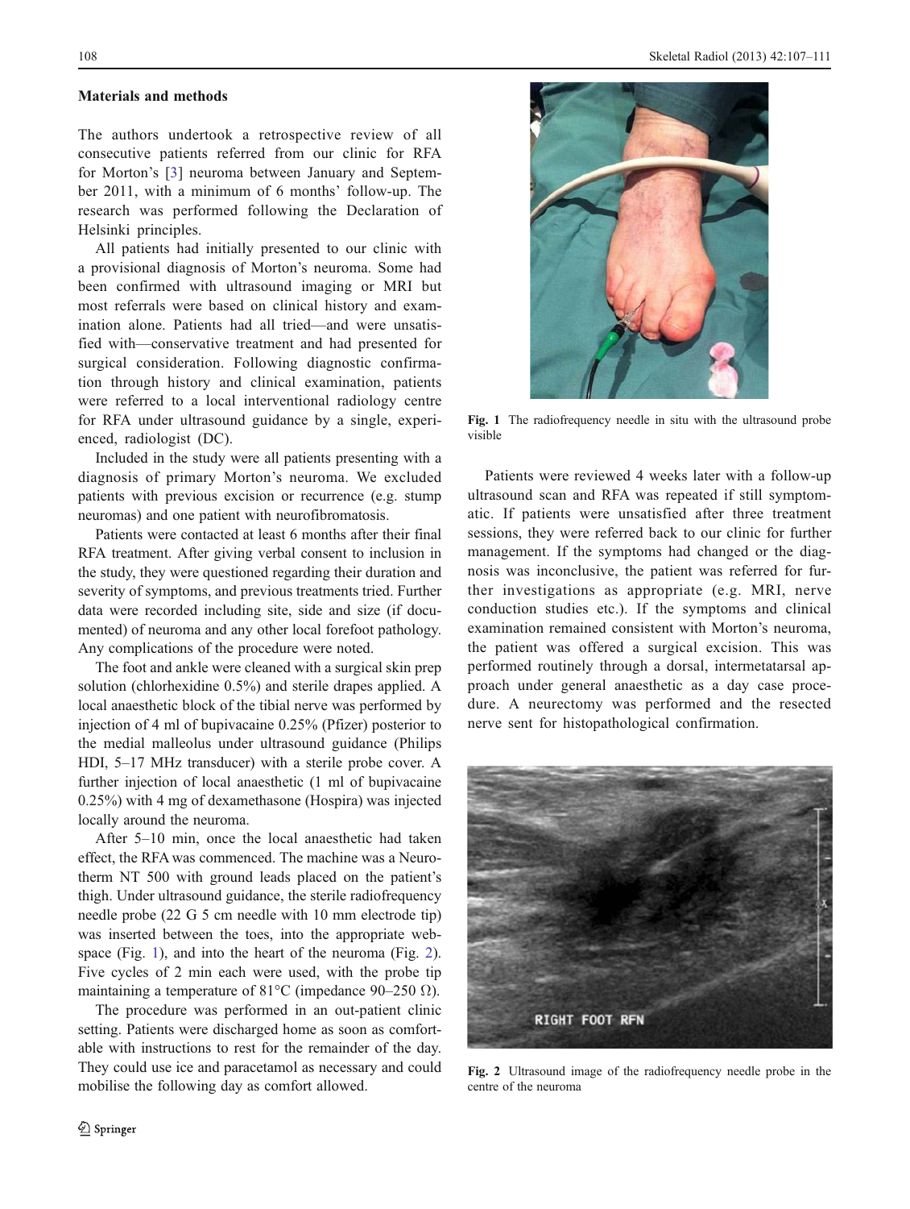## Materials and methods

The authors undertook a retrospective review of all consecutive patients referred from our clinic for RFA for Morton's [3] neuroma between January and September 2011, with a minimum of 6 months' follow-up. The research was performed following the Declaration of Helsinki principles.

All patients had initially presented to our clinic with a provisional diagnosis of Morton's neuroma. Some had been confirmed with ultrasound imaging or MRI but most referrals were based on clinical history and examination alone. Patients had all tried—and were unsatisfied with—conservative treatment and had presented for surgical consideration. Following diagnostic confirmation through history and clinical examination, patients were referred to a local interventional radiology centre for RFA under ultrasound guidance by a single, experienced, radiologist (DC).

Included in the study were all patients presenting with a diagnosis of primary Morton's neuroma. We excluded patients with previous excision or recurrence (e.g. stump neuromas) and one patient with neurofibromatosis.

Patients were contacted at least 6 months after their final RFA treatment. After giving verbal consent to inclusion in the study, they were questioned regarding their duration and severity of symptoms, and previous treatments tried. Further data were recorded including site, side and size (if documented) of neuroma and any other local forefoot pathology. Any complications of the procedure were noted.

The foot and ankle were cleaned with a surgical skin prep solution (chlorhexidine 0.5%) and sterile drapes applied. A local anaesthetic block of the tibial nerve was performed by injection of 4 ml of bupivacaine 0.25% (Pfizer) posterior to the medial malleolus under ultrasound guidance (Philips HDI, 5–17 MHz transducer) with a sterile probe cover. A further injection of local anaesthetic (1 ml of bupivacaine 0.25%) with 4 mg of dexamethasone (Hospira) was injected locally around the neuroma.

After 5–10 min, once the local anaesthetic had taken effect, the RFA was commenced. The machine was a Neurotherm NT 500 with ground leads placed on the patient's thigh. Under ultrasound guidance, the sterile radiofrequency needle probe (22 G 5 cm needle with 10 mm electrode tip) was inserted between the toes, into the appropriate webspace (Fig. 1), and into the heart of the neuroma (Fig. 2). Five cycles of 2 min each were used, with the probe tip maintaining a temperature of 81°C (impedance 90–250 Ω).

The procedure was performed in an out-patient clinic setting. Patients were discharged home as soon as comfortable with instructions to rest for the remainder of the day. They could use ice and paracetamol as necessary and could mobilise the following day as comfort allowed.

**Fig. 1** The radiofrequency needle in situ with the ultrasound probe visible

Patients were reviewed 4 weeks later with a follow-up ultrasound scan and RFA was repeated if still symptomatic. If patients were unsatisfied after three treatment sessions, they were referred back to our clinic for further management. If the symptoms had changed or the diagnosis was inconclusive, the patient was referred for further investigations as appropriate (e.g. MRI, nerve conduction studies etc.). If the symptoms and clinical examination remained consistent with Morton's neuroma, the patient was offered a surgical excision. This was performed routinely through a dorsal, intermetatarsal approach under general anaesthetic as a day case procedure. A neurectomy was performed and the resected nerve sent for histopathological confirmation.

**Fig. 2** Ultrasound image of the radiofrequency needle probe in the centre of the neuroma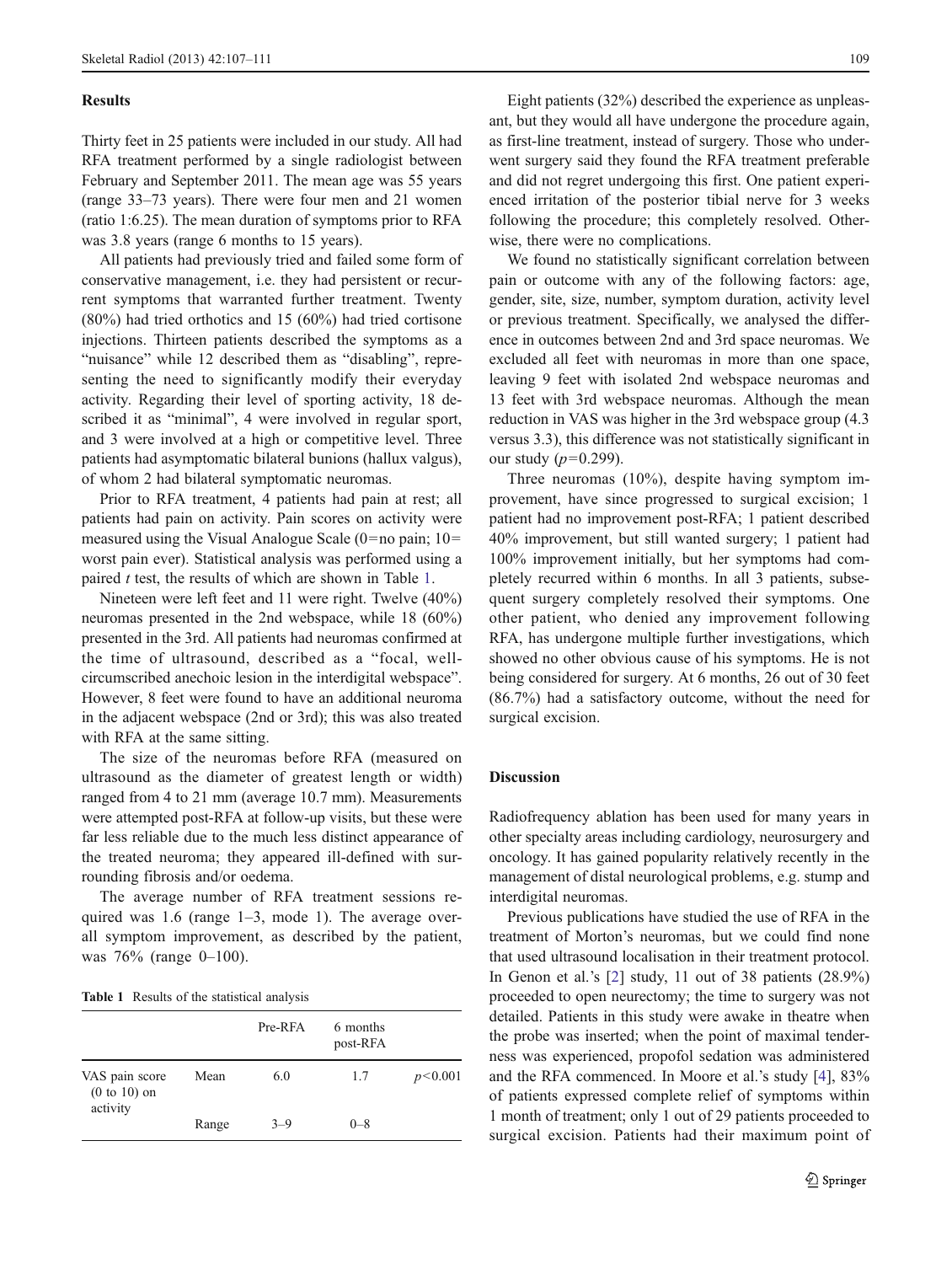## Results

Thirty feet in 25 patients were included in our study. All had RFA treatment performed by a single radiologist between February and September 2011. The mean age was 55 years (range 33–73 years). There were four men and 21 women (ratio 1:6.25). The mean duration of symptoms prior to RFA was 3.8 years (range 6 months to 15 years).

All patients had previously tried and failed some form of conservative management, i.e. they had persistent or recurrent symptoms that warranted further treatment. Twenty (80%) had tried orthotics and 15 (60%) had tried cortisone injections. Thirteen patients described the symptoms as a "nuisance" while 12 described them as "disabling", representing the need to significantly modify their everyday activity. Regarding their level of sporting activity, 18 described it as "minimal", 4 were involved in regular sport, and 3 were involved at a high or competitive level. Three patients had asymptomatic bilateral bunions (hallux valgus), of whom 2 had bilateral symptomatic neuromas.

Prior to RFA treatment, 4 patients had pain at rest; all patients had pain on activity. Pain scores on activity were measured using the Visual Analogue Scale (0=no pain; 10=worst pain ever). Statistical analysis was performed using a paired *t* test, the results of which are shown in Table 1.

Nineteen were left feet and 11 were right. Twelve (40%) neuromas presented in the 2nd webspace, while 18 (60%) presented in the 3rd. All patients had neuromas confirmed at the time of ultrasound, described as a "focal, well-circumscribed anechoic lesion in the interdigital webspace". However, 8 feet were found to have an additional neuroma in the adjacent webspace (2nd or 3rd); this was also treated with RFA at the same sitting.

The size of the neuromas before RFA (measured on ultrasound as the diameter of greatest length or width) ranged from 4 to 21 mm (average 10.7 mm). Measurements were attempted post-RFA at follow-up visits, but these were far less reliable due to the much less distinct appearance of the treated neuroma; they appeared ill-defined with surrounding fibrosis and/or oedema.

The average number of RFA treatment sessions required was 1.6 (range 1–3, mode 1). The average overall symptom improvement, as described by the patient, was 76% (range 0–100).

**Table 1** Results of the statistical analysis

| | | Pre-RFA | 6 months post-RFA | |
|---|---|---|---|---|
| VAS pain score (0 to 10) on activity | Mean | 6.0 | 1.7 | $p<0.001$ |
| | Range | 3–9 | 0–8 | |

Eight patients (32%) described the experience as unpleasant, but they would all have undergone the procedure again, as first-line treatment, instead of surgery. Those who underwent surgery said they found the RFA treatment preferable and did not regret undergoing this first. One patient experienced irritation of the posterior tibial nerve for 3 weeks following the procedure; this completely resolved. Otherwise, there were no complications.

We found no statistically significant correlation between pain or outcome with any of the following factors: age, gender, site, size, number, symptom duration, activity level or previous treatment. Specifically, we analysed the difference in outcomes between 2nd and 3rd space neuromas. We excluded all feet with neuromas in more than one space, leaving 9 feet with isolated 2nd webspace neuromas and 13 feet with 3rd webspace neuromas. Although the mean reduction in VAS was higher in the 3rd webspace group (4.3 versus 3.3), this difference was not statistically significant in our study ($p=0.299$).

Three neuromas (10%), despite having symptom improvement, have since progressed to surgical excision; 1 patient had no improvement post-RFA; 1 patient described 40% improvement, but still wanted surgery; 1 patient had 100% improvement initially, but her symptoms had completely recurred within 6 months. In all 3 patients, subsequent surgery completely resolved their symptoms. One other patient, who denied any improvement following RFA, has undergone multiple further investigations, which showed no other obvious cause of his symptoms. He is not being considered for surgery. At 6 months, 26 out of 30 feet (86.7%) had a satisfactory outcome, without the need for surgical excision.

## Discussion

Radiofrequency ablation has been used for many years in other specialty areas including cardiology, neurosurgery and oncology. It has gained popularity relatively recently in the management of distal neurological problems, e.g. stump and interdigital neuromas.

Previous publications have studied the use of RFA in the treatment of Morton's neuromas, but we could find none that used ultrasound localisation in their treatment protocol. In Genon et al.'s [2] study, 11 out of 38 patients (28.9%) proceeded to open neurectomy; the time to surgery was not detailed. Patients in this study were awake in theatre when the probe was inserted; when the point of maximal tenderness was experienced, propofol sedation was administered and the RFA commenced. In Moore et al.'s study [4], 83% of patients expressed complete relief of symptoms within 1 month of treatment; only 1 out of 29 patients proceeded to surgical excision. Patients had their maximum point of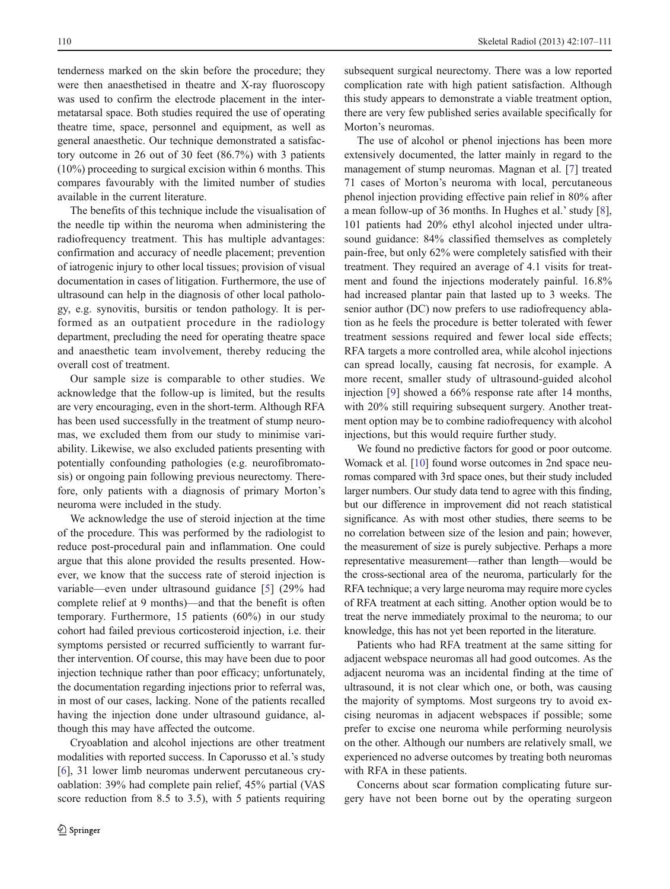tenderness marked on the skin before the procedure; they were then anaesthetised in theatre and X-ray fluoroscopy was used to confirm the electrode placement in the intermetatarsal space. Both studies required the use of operating theatre time, space, personnel and equipment, as well as general anaesthetic. Our technique demonstrated a satisfactory outcome in 26 out of 30 feet (86.7%) with 3 patients (10%) proceeding to surgical excision within 6 months. This compares favourably with the limited number of studies available in the current literature.

The benefits of this technique include the visualisation of the needle tip within the neuroma when administering the radiofrequency treatment. This has multiple advantages: confirmation and accuracy of needle placement; prevention of iatrogenic injury to other local tissues; provision of visual documentation in cases of litigation. Furthermore, the use of ultrasound can help in the diagnosis of other local pathology, e.g. synovitis, bursitis or tendon pathology. It is performed as an outpatient procedure in the radiology department, precluding the need for operating theatre space and anaesthetic team involvement, thereby reducing the overall cost of treatment.

Our sample size is comparable to other studies. We acknowledge that the follow-up is limited, but the results are very encouraging, even in the short-term. Although RFA has been used successfully in the treatment of stump neuromas, we excluded them from our study to minimise variability. Likewise, we also excluded patients presenting with potentially confounding pathologies (e.g. neurofibromatosis) or ongoing pain following previous neurectomy. Therefore, only patients with a diagnosis of primary Morton's neuroma were included in the study.

We acknowledge the use of steroid injection at the time of the procedure. This was performed by the radiologist to reduce post-procedural pain and inflammation. One could argue that this alone provided the results presented. However, we know that the success rate of steroid injection is variable—even under ultrasound guidance [5] (29% had complete relief at 9 months)—and that the benefit is often temporary. Furthermore, 15 patients (60%) in our study cohort had failed previous corticosteroid injection, i.e. their symptoms persisted or recurred sufficiently to warrant further intervention. Of course, this may have been due to poor injection technique rather than poor efficacy; unfortunately, the documentation regarding injections prior to referral was, in most of our cases, lacking. None of the patients recalled having the injection done under ultrasound guidance, although this may have affected the outcome.

Cryoablation and alcohol injections are other treatment modalities with reported success. In Caporusso et al.'s study [6], 31 lower limb neuromas underwent percutaneous cryoablation: 39% had complete pain relief, 45% partial (VAS score reduction from 8.5 to 3.5), with 5 patients requiring subsequent surgical neurectomy. There was a low reported complication rate with high patient satisfaction. Although this study appears to demonstrate a viable treatment option, there are very few published series available specifically for Morton's neuromas.

The use of alcohol or phenol injections has been more extensively documented, the latter mainly in regard to the management of stump neuromas. Magnan et al. [7] treated 71 cases of Morton's neuroma with local, percutaneous phenol injection providing effective pain relief in 80% after a mean follow-up of 36 months. In Hughes et al.' study [8], 101 patients had 20% ethyl alcohol injected under ultrasound guidance: 84% classified themselves as completely pain-free, but only 62% were completely satisfied with their treatment. They required an average of 4.1 visits for treatment and found the injections moderately painful. 16.8% had increased plantar pain that lasted up to 3 weeks. The senior author (DC) now prefers to use radiofrequency ablation as he feels the procedure is better tolerated with fewer treatment sessions required and fewer local side effects; RFA targets a more controlled area, while alcohol injections can spread locally, causing fat necrosis, for example. A more recent, smaller study of ultrasound-guided alcohol injection [9] showed a 66% response rate after 14 months, with 20% still requiring subsequent surgery. Another treatment option may be to combine radiofrequency with alcohol injections, but this would require further study.

We found no predictive factors for good or poor outcome. Womack et al. [10] found worse outcomes in 2nd space neuromas compared with 3rd space ones, but their study included larger numbers. Our study data tend to agree with this finding, but our difference in improvement did not reach statistical significance. As with most other studies, there seems to be no correlation between size of the lesion and pain; however, the measurement of size is purely subjective. Perhaps a more representative measurement—rather than length—would be the cross-sectional area of the neuroma, particularly for the RFA technique; a very large neuroma may require more cycles of RFA treatment at each sitting. Another option would be to treat the nerve immediately proximal to the neuroma; to our knowledge, this has not yet been reported in the literature.

Patients who had RFA treatment at the same sitting for adjacent webspace neuromas all had good outcomes. As the adjacent neuroma was an incidental finding at the time of ultrasound, it is not clear which one, or both, was causing the majority of symptoms. Most surgeons try to avoid excising neuromas in adjacent webspaces if possible; some prefer to excise one neuroma while performing neurolysis on the other. Although our numbers are relatively small, we experienced no adverse outcomes by treating both neuromas with RFA in these patients.

Concerns about scar formation complicating future surgery have not been borne out by the operating surgeon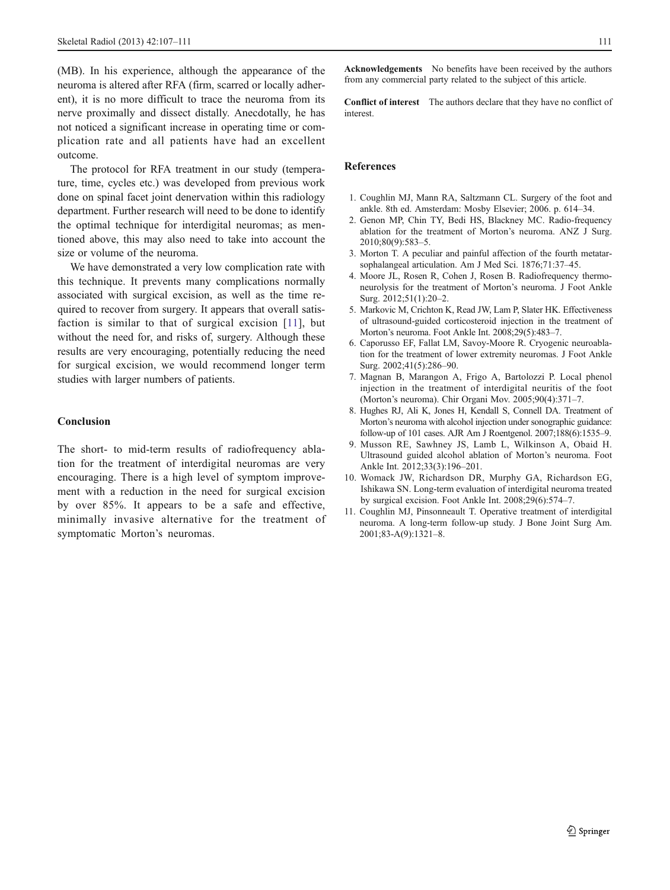(MB). In his experience, although the appearance of the neuroma is altered after RFA (firm, scarred or locally adherent), it is no more difficult to trace the neuroma from its nerve proximally and dissect distally. Anecdotally, he has not noticed a significant increase in operating time or complication rate and all patients have had an excellent outcome.

The protocol for RFA treatment in our study (temperature, time, cycles etc.) was developed from previous work done on spinal facet joint denervation within this radiology department. Further research will need to be done to identify the optimal technique for interdigital neuromas; as mentioned above, this may also need to take into account the size or volume of the neuroma.

We have demonstrated a very low complication rate with this technique. It prevents many complications normally associated with surgical excision, as well as the time required to recover from surgery. It appears that overall satisfaction is similar to that of surgical excision [11], but without the need for, and risks of, surgery. Although these results are very encouraging, potentially reducing the need for surgical excision, we would recommend longer term studies with larger numbers of patients.

## Conclusion

The short- to mid-term results of radiofrequency ablation for the treatment of interdigital neuromas are very encouraging. There is a high level of symptom improvement with a reduction in the need for surgical excision by over 85%. It appears to be a safe and effective, minimally invasive alternative for the treatment of symptomatic Morton's neuromas.

**Acknowledgements** No benefits have been received by the authors from any commercial party related to the subject of this article.

**Conflict of interest** The authors declare that they have no conflict of interest.

## References

1. Coughlin MJ, Mann RA, Saltzmann CL. Surgery of the foot and ankle. 8th ed. Amsterdam: Mosby Elsevier; 2006. p. 614–34.
2. Genon MP, Chin TY, Bedi HS, Blackney MC. Radio-frequency ablation for the treatment of Morton's neuroma. ANZ J Surg. 2010;80(9):583–5.
3. Morton T. A peculiar and painful affection of the fourth metatarsophalangeal articulation. Am J Med Sci. 1876;71:37–45.
4. Moore JL, Rosen R, Cohen J, Rosen B. Radiofrequency thermoneurolysis for the treatment of Morton's neuroma. J Foot Ankle Surg. 2012;51(1):20–2.
5. Markovic M, Crichton K, Read JW, Lam P, Slater HK. Effectiveness of ultrasound-guided corticosteroid injection in the treatment of Morton's neuroma. Foot Ankle Int. 2008;29(5):483–7.
6. Caporusso EF, Fallat LM, Savoy-Moore R. Cryogenic neuroablation for the treatment of lower extremity neuromas. J Foot Ankle Surg. 2002;41(5):286–90.
7. Magnan B, Marangon A, Frigo A, Bartolozzi P. Local phenol injection in the treatment of interdigital neuritis of the foot (Morton's neuroma). Chir Organi Mov. 2005;90(4):371–7.
8. Hughes RJ, Ali K, Jones H, Kendall S, Connell DA. Treatment of Morton's neuroma with alcohol injection under sonographic guidance: follow-up of 101 cases. AJR Am J Roentgenol. 2007;188(6):1535–9.
9. Musson RE, Sawhney JS, Lamb L, Wilkinson A, Obaid H. Ultrasound guided alcohol ablation of Morton's neuroma. Foot Ankle Int. 2012;33(3):196–201.
10. Womack JW, Richardson DR, Murphy GA, Richardson EG, Ishikawa SN. Long-term evaluation of interdigital neuroma treated by surgical excision. Foot Ankle Int. 2008;29(6):574–7.
11. Coughlin MJ, Pinsonneault T. Operative treatment of interdigital neuroma. A long-term follow-up study. J Bone Joint Surg Am. 2001;83-A(9):1321–8.